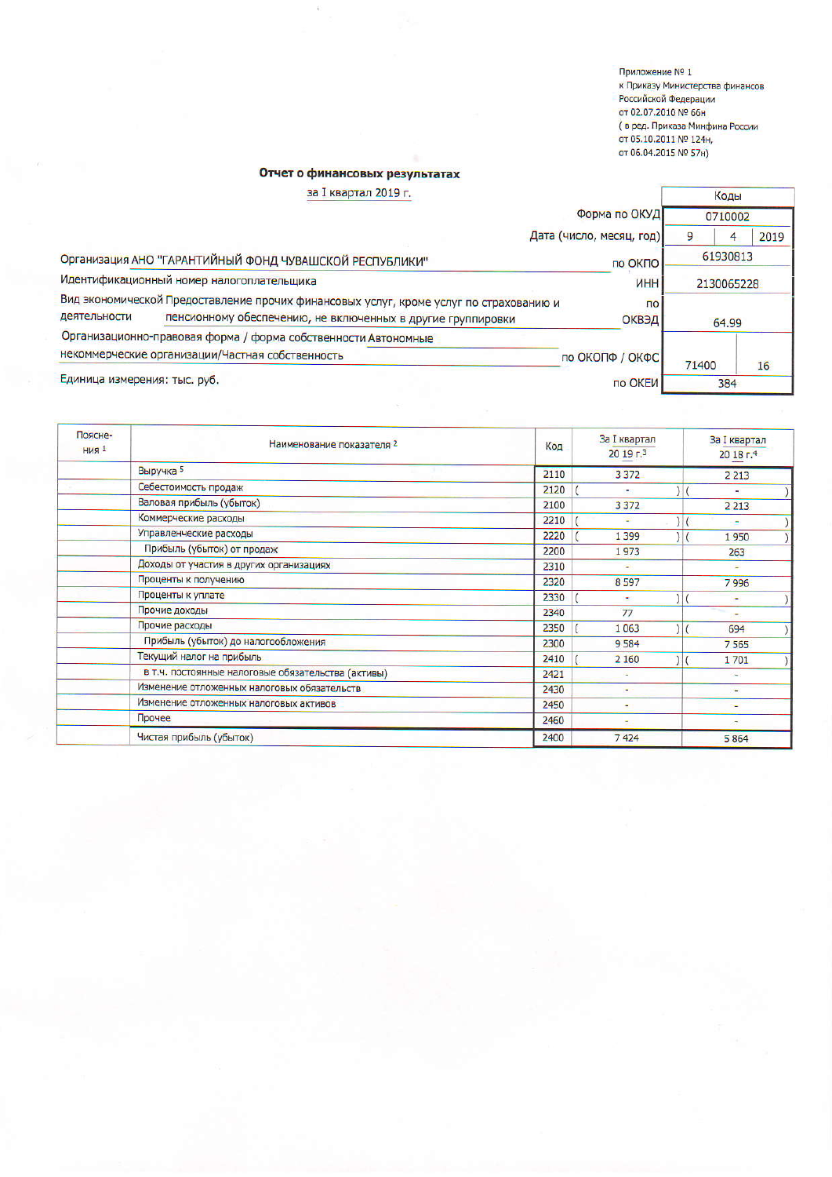Приложение № 1
к Приказу Министерства финансов
Российской Федерации
от 02.07.2010 № 66н
( в ред. Приказа Минфина России
от 05.10.2011 № 124н,
от 06.04.2015 № 57н)

## Отчет о финансовых результатах

за I квартал 2019 г.

| | | Коды | |
|---|---|---|---|
| | Форма по ОКУД | 0710002 | |
| | Дата (число, месяц, год) | 9 / 4 / 2019 | |
| Организация АНО "ГАРАНТИЙНЫЙ ФОНД ЧУВАШСКОЙ РЕСПУБЛИКИ" | по ОКПО | 61930813 | |
| Идентификационный номер налогоплательщика | ИНН | 2130065228 | |
| Вид экономической деятельности Предоставление прочих финансовых услуг, кроме услуг по страхованию и пенсионному обеспечению, не включенных в другие группировки | по ОКВЭД | 64.99 | |
| Организационно-правовая форма / форма собственности Автономные некоммерческие организации/Частная собственность | по ОКОПФ / ОКФС | 71400 | 16 |
| Единица измерения: тыс. руб. | по ОКЕИ | 384 | |

| Пояснения [1] | Наименование показателя [2] | Код | За I квартал 20 19 г.[3] | За I квартал 20 18 г.[4] |
|---|---|---|---|---|
| | Выручка [5] | 2110 | 3 372 | 2 213 |
| | Себестоимость продаж | 2120 | ( - ) | ( - ) |
| | Валовая прибыль (убыток) | 2100 | 3 372 | 2 213 |
| | Коммерческие расходы | 2210 | ( - ) | ( - ) |
| | Управленческие расходы | 2220 | ( 1 399 ) | ( 1 950 ) |
| | Прибыль (убыток) от продаж | 2200 | 1 973 | 263 |
| | Доходы от участия в других организациях | 2310 | - | - |
| | Проценты к получению | 2320 | 8 597 | 7 996 |
| | Проценты к уплате | 2330 | ( - ) | ( - ) |
| | Прочие доходы | 2340 | 77 | - |
| | Прочие расходы | 2350 | ( 1 063 ) | ( 694 ) |
| | Прибыль (убыток) до налогообложения | 2300 | 9 584 | 7 565 |
| | Текущий налог на прибыль | 2410 | ( 2 160 ) | ( 1 701 ) |
| | в т.ч. постоянные налоговые обязательства (активы) | 2421 | - | - |
| | Изменение отложенных налоговых обязательств | 2430 | - | - |
| | Изменение отложенных налоговых активов | 2450 | - | - |
| | Прочее | 2460 | - | - |
| | Чистая прибыль (убыток) | 2400 | 7 424 | 5 864 |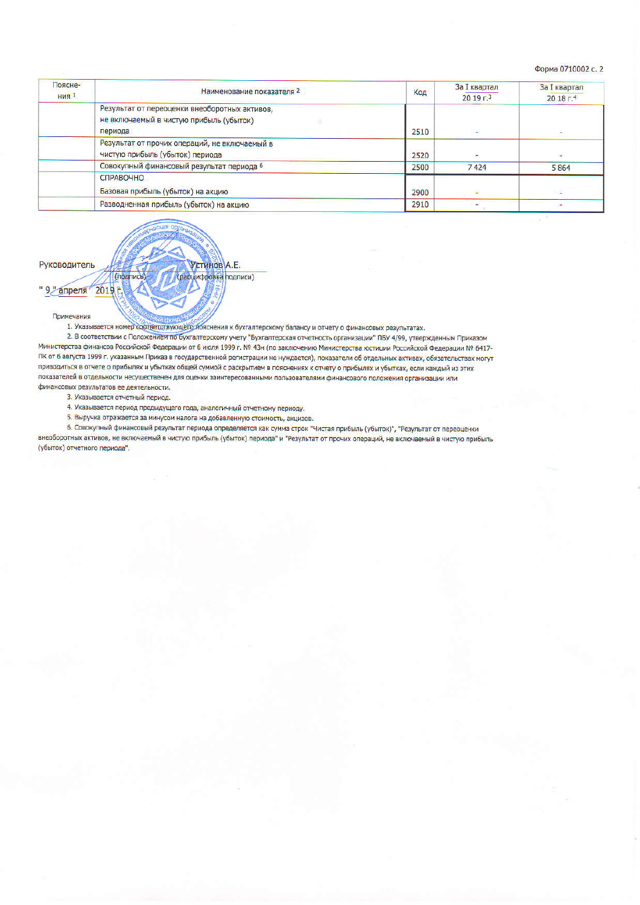Форма 0710002 с. 2

| Поясне-ния [1] | Наименование показателя [2] | Код | За I квартал 20 19 г.[3] | За I квартал 20 18 г.[4] |
|---|---|---|---|---|
| | Результат от переоценки внеоборотных активов, не включаемый в чистую прибыль (убыток) периода | 2510 | - | - |
| | Результат от прочих операций, не включаемый в чистую прибыль (убыток) периода | 2520 | - | - |
| | Совокупный финансовый результат периода [6] | 2500 | 7 424 | 5 864 |
| | СПРАВОЧНО<br>Базовая прибыль (убыток) на акцию | 2900 | - | - |
| | Разводненная прибыль (убыток) на акцию | 2910 | - | - |

Руководитель ____________ (подпись) Устинов А.Е. (расшифровка подписи)

" 9 " апреля 2019 г.

Примечания

1. Указывается номер соответствующего пояснения к бухгалтерскому балансу и отчету о финансовых результатах.
2. В соответствии с Положением по бухгалтерскому учету "Бухгалтерская отчетность организации" ПБУ 4/99, утвержденным Приказом Министерства финансов Российской Федерации от 6 июля 1999 г. № 43н (по заключению Министерства юстиции Российской Федерации № 6417-ПК от 6 августа 1999 г. указанным Приказ в государственной регистрации не нуждается), показатели об отдельных активах, обязательствах могут приводиться в отчете о прибылях и убытках общей суммой с раскрытием в пояснениях к отчету о прибылях и убытках, если каждый из этих показателей в отдельности несущественен для оценки заинтересованными пользователями финансового положения организации или финансовых результатов ее деятельности.
3. Указывается отчетный период.
4. Указывается период предыдущего года, аналогичный отчетному периоду.
5. Выручка отражается за минусом налога на добавленную стоимость, акцизов.
6. Совокупный финансовый результат периода определяется как сумма строк "Чистая прибыль (убыток)", "Результат от переоценки внеоборотных активов, не включаемый в чистую прибыль (убыток) периода" и "Результат от прочих операций, не включаемый в чистую прибыль (убыток) отчетного периода".